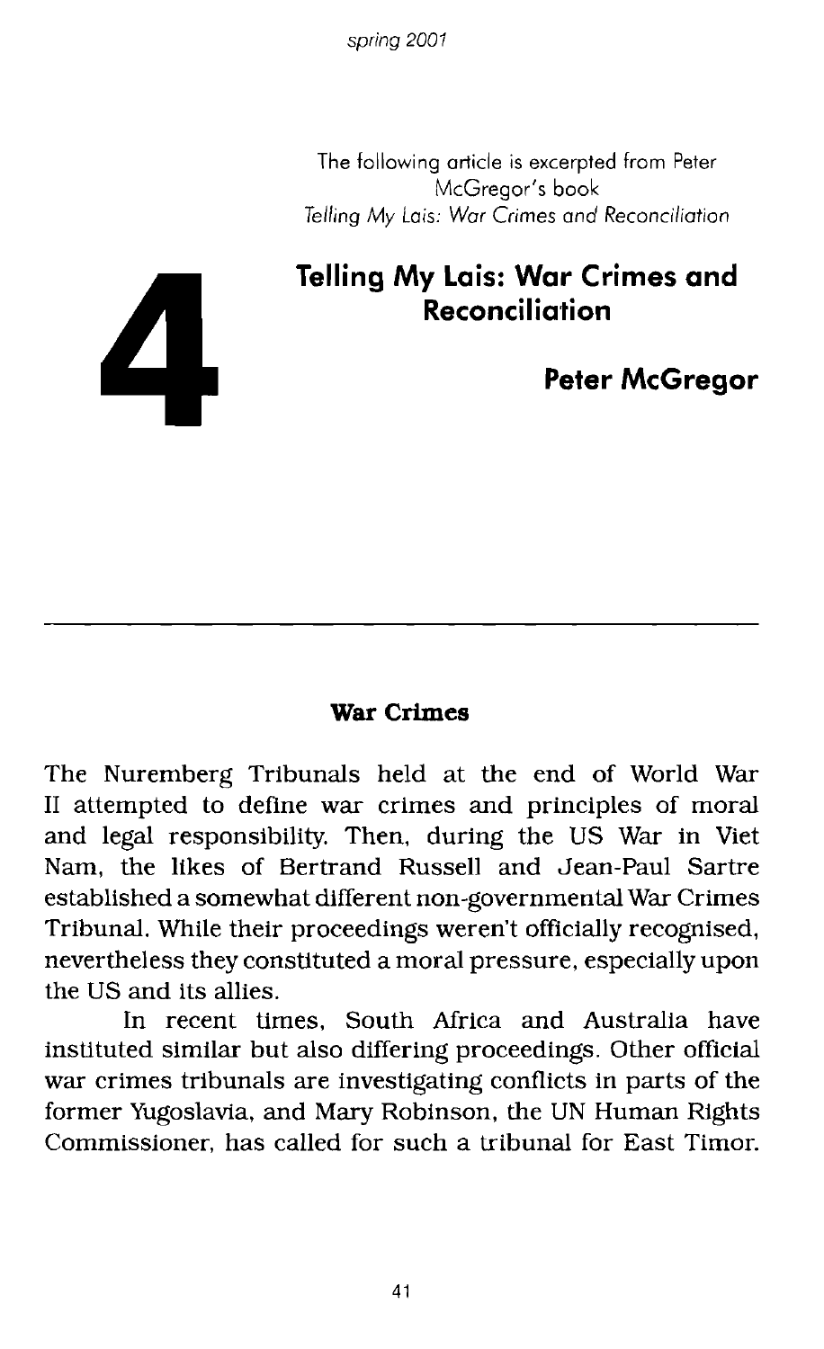The following article is excerpted from Peter McGregor's book *Telling My Lais: War Crimes and Reconciliation*

# 4 Telling My Lais: War Crimes and Reconciliation

**Peter McGregor**

---

## War Crimes

The Nuremberg Tribunals held at the end of World War II attempted to define war crimes and principles of moral and legal responsibility. Then, during the US War in Viet Nam, the likes of Bertrand Russell and Jean-Paul Sartre established a somewhat different non-governmental War Crimes Tribunal. While their proceedings weren't officially recognised, nevertheless they constituted a moral pressure, especially upon the US and its allies.

In recent times, South Africa and Australia have instituted similar but also differing proceedings. Other official war crimes tribunals are investigating conflicts in parts of the former Yugoslavia, and Mary Robinson, the UN Human Rights Commissioner, has called for such a tribunal for East Timor.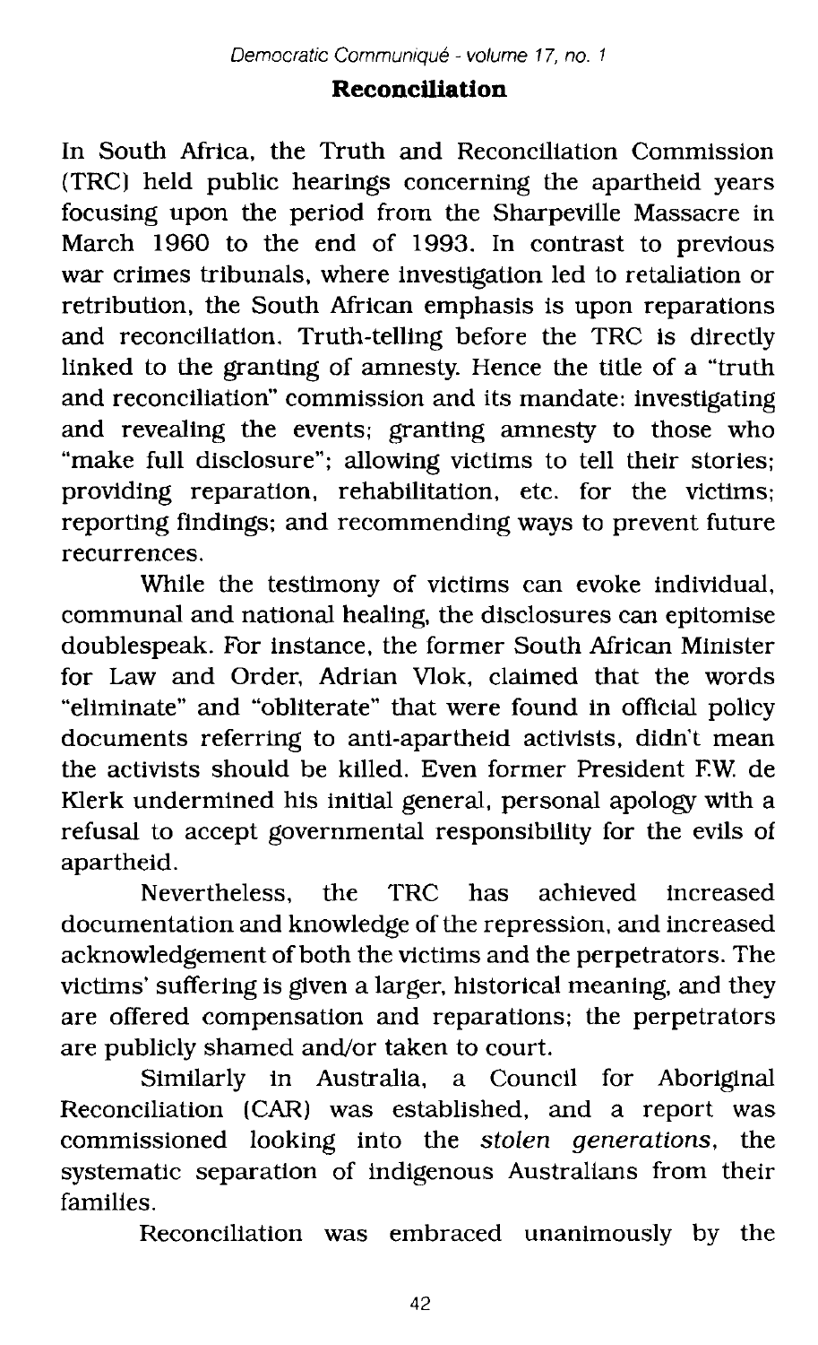## Reconciliation

In South Africa, the Truth and Reconciliation Commission (TRC) held public hearings concerning the apartheid years focusing upon the period from the Sharpeville Massacre in March 1960 to the end of 1993. In contrast to previous war crimes tribunals, where investigation led to retaliation or retribution, the South African emphasis is upon reparations and reconciliation. Truth-telling before the TRC is directly linked to the granting of amnesty. Hence the title of a "truth and reconciliation" commission and its mandate: investigating and revealing the events; granting amnesty to those who "make full disclosure"; allowing victims to tell their stories; providing reparation, rehabilitation, etc. for the victims; reporting findings; and recommending ways to prevent future recurrences.

While the testimony of victims can evoke individual, communal and national healing, the disclosures can epitomise doublespeak. For instance, the former South African Minister for Law and Order, Adrian Vlok, claimed that the words "eliminate" and "obliterate" that were found in official policy documents referring to anti-apartheid activists, didn't mean the activists should be killed. Even former President F.W. de Klerk undermined his initial general, personal apology with a refusal to accept governmental responsibility for the evils of apartheid.

Nevertheless, the TRC has achieved increased documentation and knowledge of the repression, and increased acknowledgement of both the victims and the perpetrators. The victims' suffering is given a larger, historical meaning, and they are offered compensation and reparations; the perpetrators are publicly shamed and/or taken to court.

Similarly in Australia, a Council for Aboriginal Reconciliation (CAR) was established, and a report was commissioned looking into the *stolen generations*, the systematic separation of indigenous Australians from their families.

Reconciliation was embraced unanimously by the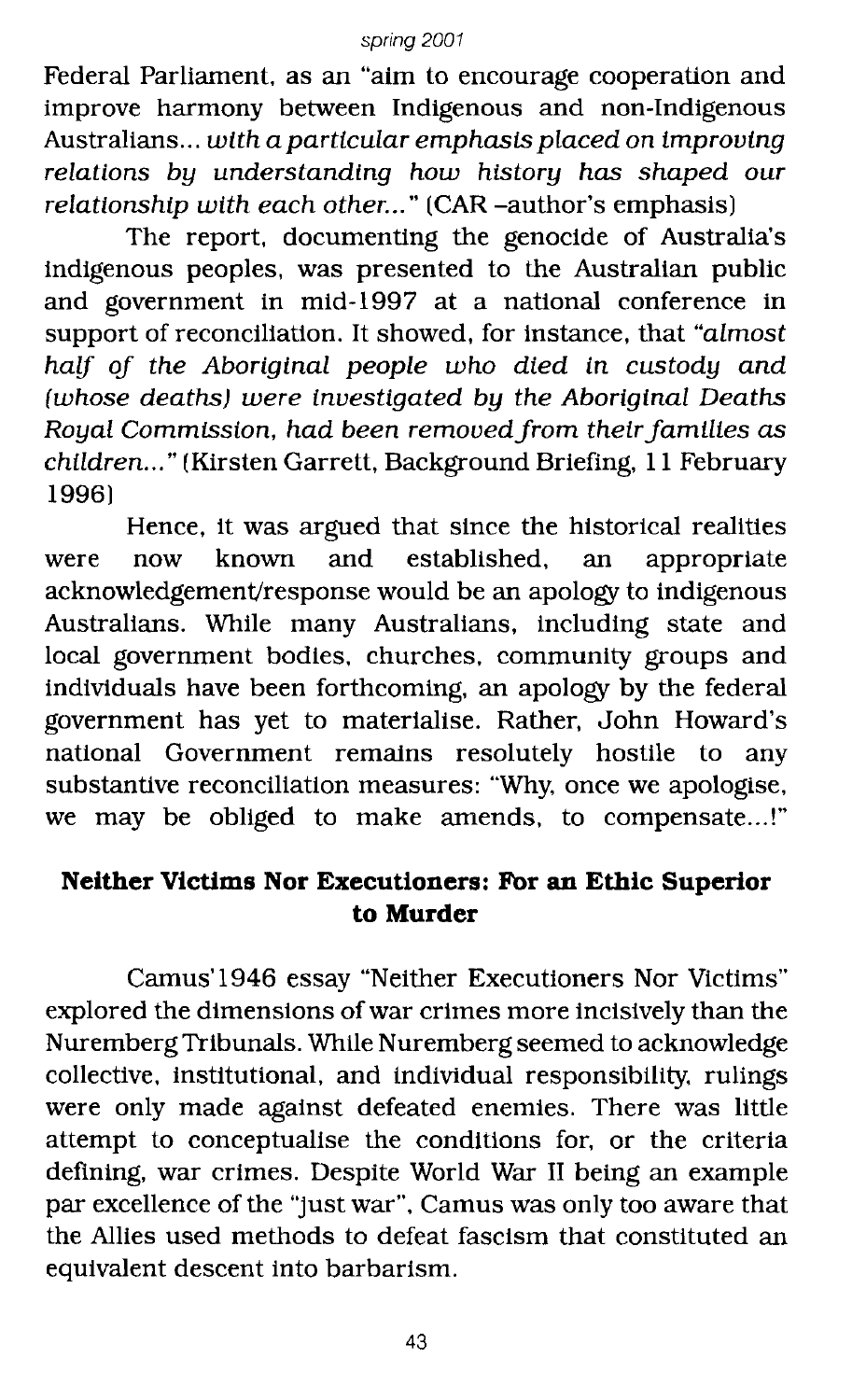Federal Parliament, as an "aim to encourage cooperation and improve harmony between Indigenous and non-Indigenous Australians... *with a particular emphasis placed on improving relations by understanding how history has shaped our relationship with each other...*" (CAR –author's emphasis)

The report, documenting the genocide of Australia's indigenous peoples, was presented to the Australian public and government in mid-1997 at a national conference in support of reconciliation. It showed, for instance, that "*almost half of the Aboriginal people who died in custody and (whose deaths) were investigated by the Aboriginal Deaths Royal Commission, had been removed from their families as children...*" (Kirsten Garrett, Background Briefing, 11 February 1996)

Hence, it was argued that since the historical realities were now known and established, an appropriate acknowledgement/response would be an apology to indigenous Australians. While many Australians, including state and local government bodies, churches, community groups and individuals have been forthcoming, an apology by the federal government has yet to materialise. Rather, John Howard's national Government remains resolutely hostile to any substantive reconciliation measures: "Why, once we apologise, we may be obliged to make amends, to compensate...!"

## Neither Victims Nor Executioners: For an Ethic Superior to Murder

Camus'1946 essay "Neither Executioners Nor Victims" explored the dimensions of war crimes more incisively than the Nuremberg Tribunals. While Nuremberg seemed to acknowledge collective, institutional, and individual responsibility, rulings were only made against defeated enemies. There was little attempt to conceptualise the conditions for, or the criteria defining, war crimes. Despite World War II being an example par excellence of the "just war", Camus was only too aware that the Allies used methods to defeat fascism that constituted an equivalent descent into barbarism.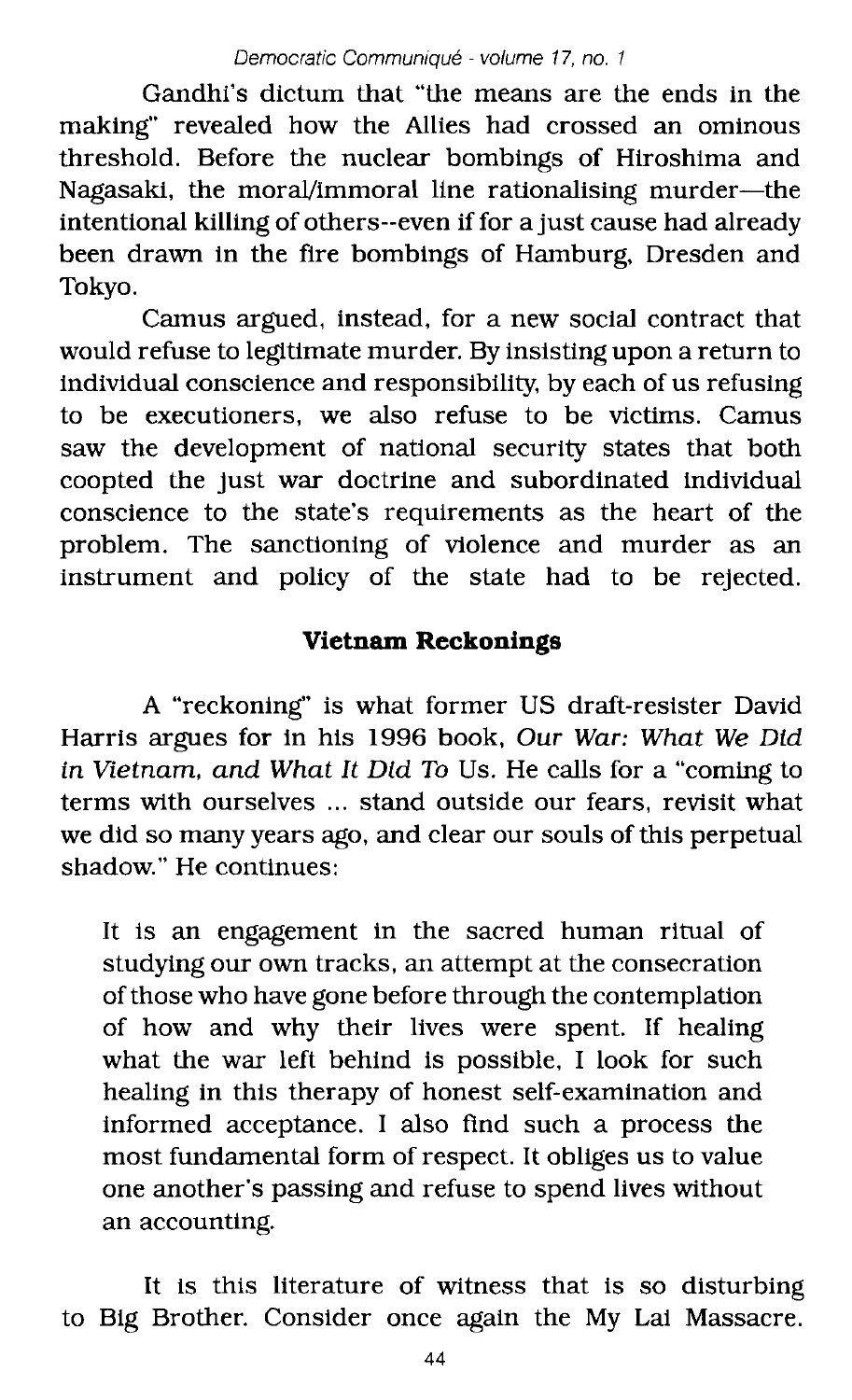Gandhi's dictum that "the means are the ends in the making" revealed how the Allies had crossed an ominous threshold. Before the nuclear bombings of Hiroshima and Nagasaki, the moral/immoral line rationalising murder—the intentional killing of others--even if for a just cause had already been drawn in the fire bombings of Hamburg, Dresden and Tokyo.

Camus argued, instead, for a new social contract that would refuse to legitimate murder. By insisting upon a return to individual conscience and responsibility, by each of us refusing to be executioners, we also refuse to be victims. Camus saw the development of national security states that both coopted the just war doctrine and subordinated individual conscience to the state's requirements as the heart of the problem. The sanctioning of violence and murder as an instrument and policy of the state had to be rejected.

### Vietnam Reckonings

A "reckoning" is what former US draft-resister David Harris argues for in his 1996 book, *Our War: What We Did in Vietnam, and What It Did To* Us. He calls for a "coming to terms with ourselves ... stand outside our fears, revisit what we did so many years ago, and clear our souls of this perpetual shadow." He continues:

> It is an engagement in the sacred human ritual of studying our own tracks, an attempt at the consecration of those who have gone before through the contemplation of how and why their lives were spent. If healing what the war left behind is possible, I look for such healing in this therapy of honest self-examination and informed acceptance. I also find such a process the most fundamental form of respect. It obliges us to value one another's passing and refuse to spend lives without an accounting.

It is this literature of witness that is so disturbing to Big Brother. Consider once again the My Lai Massacre.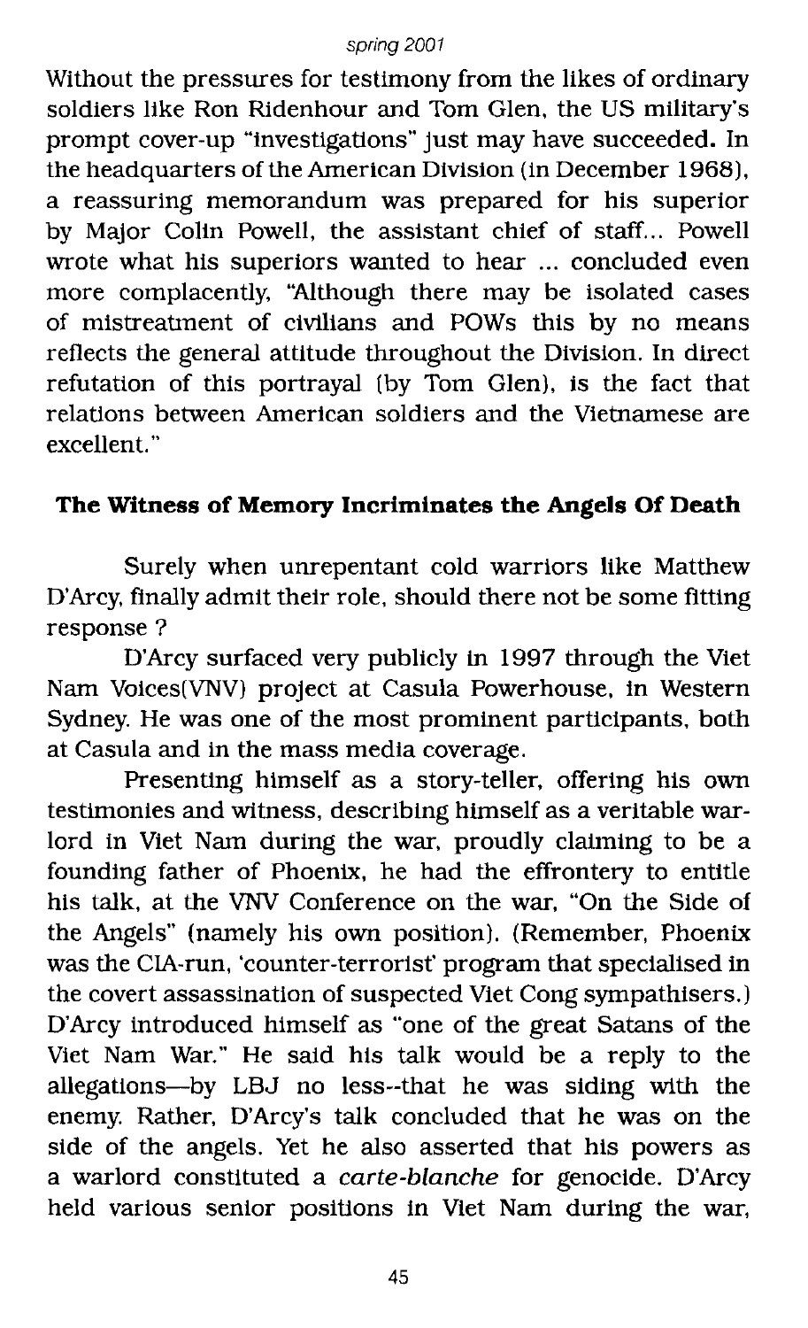Without the pressures for testimony from the likes of ordinary soldiers like Ron Ridenhour and Tom Glen, the US military's prompt cover-up "investigations" just may have succeeded. In the headquarters of the American Division (in December 1968), a reassuring memorandum was prepared for his superior by Major Colin Powell, the assistant chief of staff... Powell wrote what his superiors wanted to hear ... concluded even more complacently, "Although there may be isolated cases of mistreatment of civilians and POWs this by no means reflects the general attitude throughout the Division. In direct refutation of this portrayal (by Tom Glen), is the fact that relations between American soldiers and the Vietnamese are excellent."

## The Witness of Memory Incriminates the Angels Of Death

Surely when unrepentant cold warriors like Matthew D'Arcy, finally admit their role, should there not be some fitting response ?

D'Arcy surfaced very publicly in 1997 through the Viet Nam Voices(VNV) project at Casula Powerhouse, in Western Sydney. He was one of the most prominent participants, both at Casula and in the mass media coverage.

Presenting himself as a story-teller, offering his own testimonies and witness, describing himself as a veritable warlord in Viet Nam during the war, proudly claiming to be a founding father of Phoenix, he had the effrontery to entitle his talk, at the VNV Conference on the war, "On the Side of the Angels" (namely his own position). (Remember, Phoenix was the CIA-run, 'counter-terrorist' program that specialised in the covert assassination of suspected Viet Cong sympathisers.) D'Arcy introduced himself as "one of the great Satans of the Viet Nam War." He said his talk would be a reply to the allegations—by LBJ no less--that he was siding with the enemy. Rather, D'Arcy's talk concluded that he was on the side of the angels. Yet he also asserted that his powers as a warlord constituted a *carte-blanche* for genocide. D'Arcy held various senior positions in Viet Nam during the war,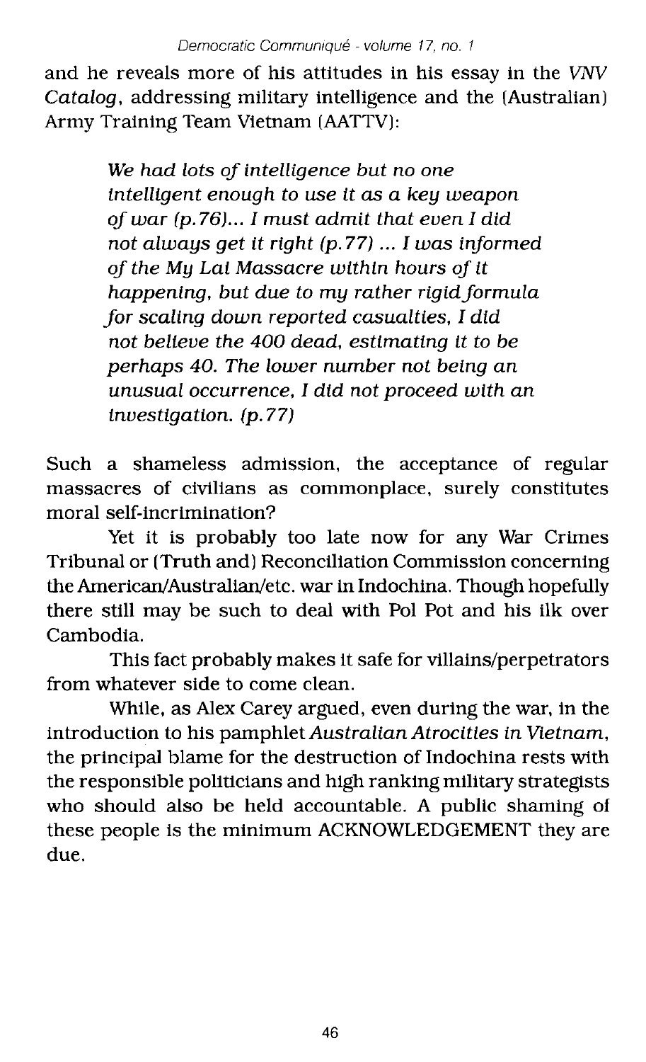and he reveals more of his attitudes in his essay in the *VNV Catalog*, addressing military intelligence and the (Australian) Army Training Team Vietnam (AATTV):

> *We had lots of intelligence but no one intelligent enough to use it as a key weapon of war (p.76)... I must admit that even I did not always get it right (p.77) ... I was informed of the My Lai Massacre within hours of it happening, but due to my rather rigid formula for scaling down reported casualties, I did not believe the 400 dead, estimating it to be perhaps 40. The lower number not being an unusual occurrence, I did not proceed with an investigation. (p.77)*

Such a shameless admission, the acceptance of regular massacres of civilians as commonplace, surely constitutes moral self-incrimination?

Yet it is probably too late now for any War Crimes Tribunal or (Truth and) Reconciliation Commission concerning the American/Australian/etc. war in Indochina. Though hopefully there still may be such to deal with Pol Pot and his ilk over Cambodia.

This fact probably makes it safe for villains/perpetrators from whatever side to come clean.

While, as Alex Carey argued, even during the war, in the introduction to his pamphlet *Australian Atrocities in Vietnam*, the principal blame for the destruction of Indochina rests with the responsible politicians and high ranking military strategists who should also be held accountable. A public shaming of these people is the minimum ACKNOWLEDGEMENT they are due.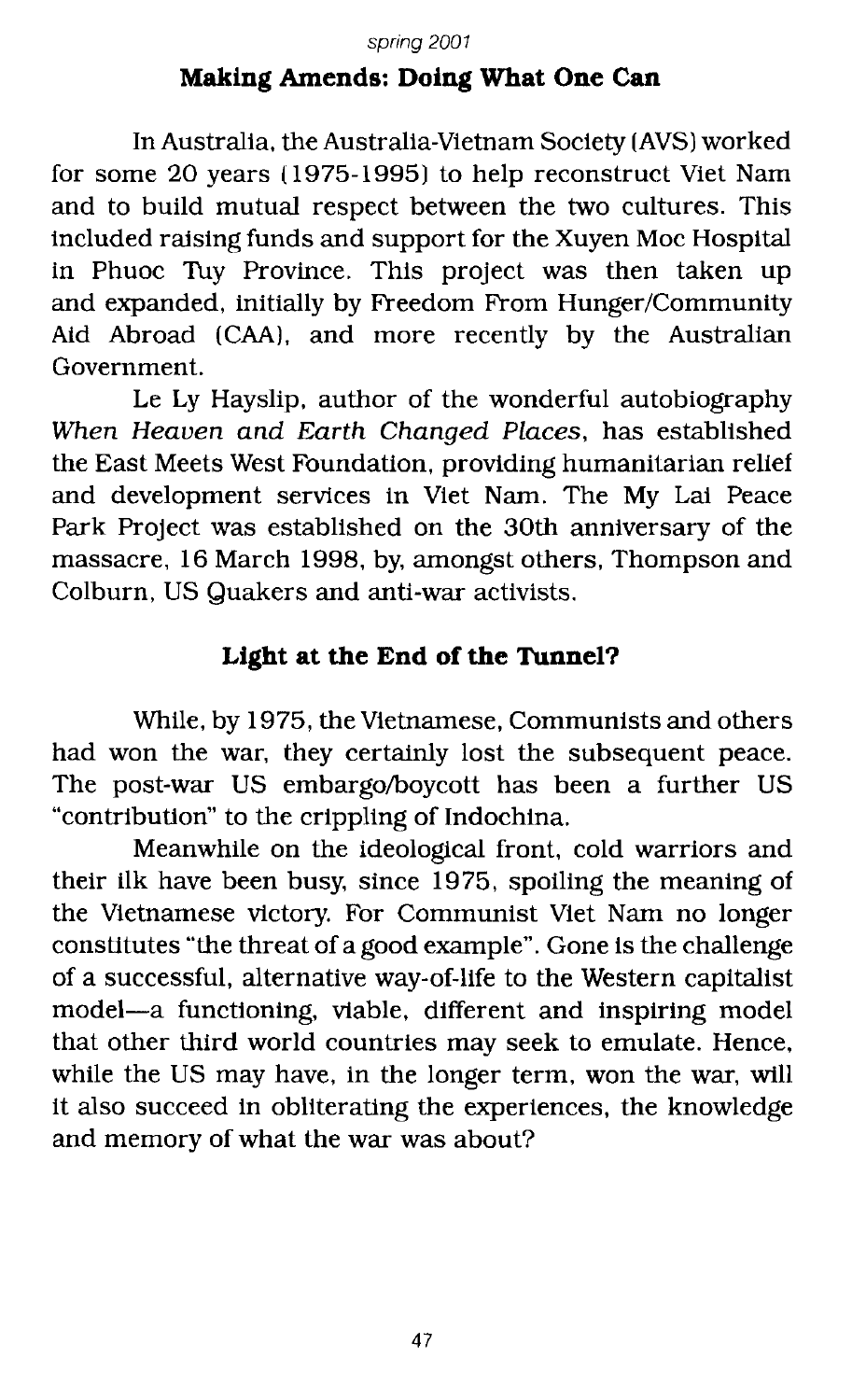## Making Amends: Doing What One Can

In Australia, the Australia-Vietnam Society (AVS) worked for some 20 years (1975-1995) to help reconstruct Viet Nam and to build mutual respect between the two cultures. This included raising funds and support for the Xuyen Moc Hospital in Phuoc Tuy Province. This project was then taken up and expanded, initially by Freedom From Hunger/Community Aid Abroad (CAA), and more recently by the Australian Government.

Le Ly Hayslip, author of the wonderful autobiography *When Heaven and Earth Changed Places*, has established the East Meets West Foundation, providing humanitarian relief and development services in Viet Nam. The My Lai Peace Park Project was established on the 30th anniversary of the massacre, 16 March 1998, by, amongst others, Thompson and Colburn, US Quakers and anti-war activists.

## Light at the End of the Tunnel?

While, by 1975, the Vietnamese, Communists and others had won the war, they certainly lost the subsequent peace. The post-war US embargo/boycott has been a further US "contribution" to the crippling of Indochina.

Meanwhile on the ideological front, cold warriors and their ilk have been busy, since 1975, spoiling the meaning of the Vietnamese victory. For Communist Viet Nam no longer constitutes "the threat of a good example". Gone is the challenge of a successful, alternative way-of-life to the Western capitalist model—a functioning, viable, different and inspiring model that other third world countries may seek to emulate. Hence, while the US may have, in the longer term, won the war, will it also succeed in obliterating the experiences, the knowledge and memory of what the war was about?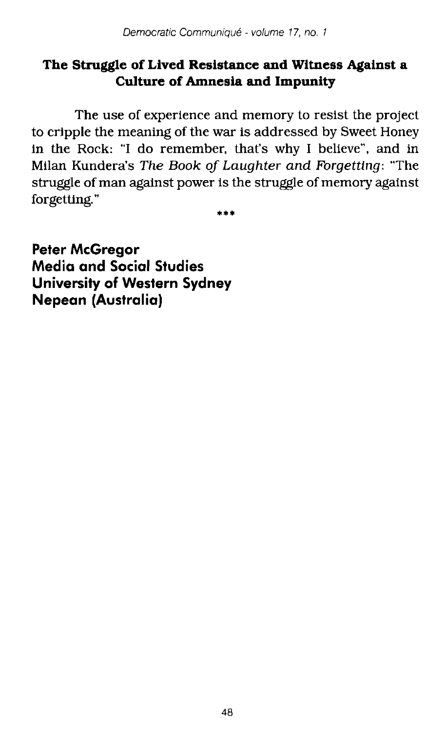## The Struggle of Lived Resistance and Witness Against a Culture of Amnesia and Impunity

The use of experience and memory to resist the project to cripple the meaning of the war is addressed by Sweet Honey in the Rock: "I do remember, that's why I believe", and in Milan Kundera's *The Book of Laughter and Forgetting*: "The struggle of man against power is the struggle of memory against forgetting."

***

**Peter McGregor**
**Media and Social Studies**
**University of Western Sydney**
**Nepean (Australia)**